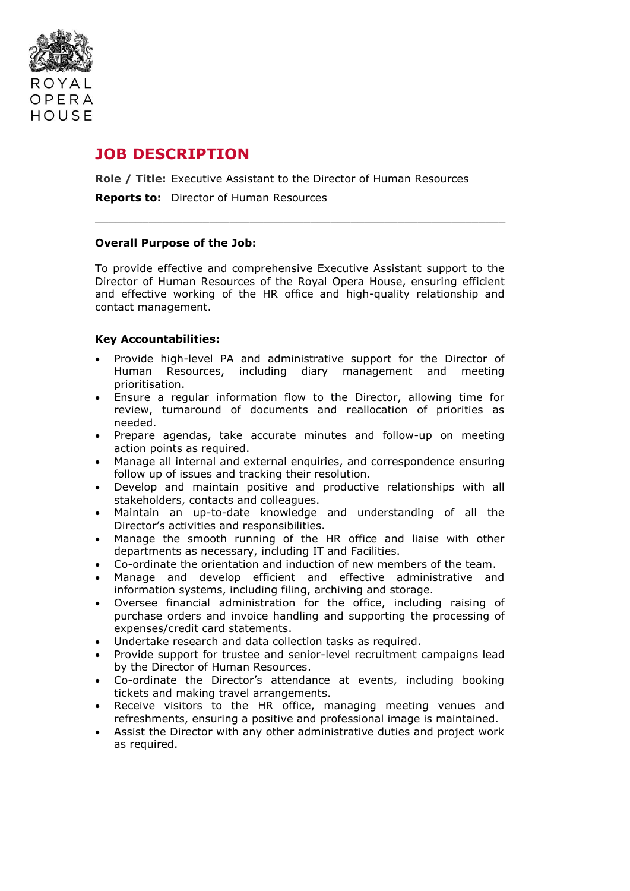ROYAL OPERA HOUSE

# JOB DESCRIPTION

**Role / Title:** Executive Assistant to the Director of Human Resources

**Reports to:** Director of Human Resources

---

**Overall Purpose of the Job:**

To provide effective and comprehensive Executive Assistant support to the Director of Human Resources of the Royal Opera House, ensuring efficient and effective working of the HR office and high-quality relationship and contact management.

**Key Accountabilities:**

- Provide high-level PA and administrative support for the Director of Human Resources, including diary management and meeting prioritisation.
- Ensure a regular information flow to the Director, allowing time for review, turnaround of documents and reallocation of priorities as needed.
- Prepare agendas, take accurate minutes and follow-up on meeting action points as required.
- Manage all internal and external enquiries, and correspondence ensuring follow up of issues and tracking their resolution.
- Develop and maintain positive and productive relationships with all stakeholders, contacts and colleagues.
- Maintain an up-to-date knowledge and understanding of all the Director's activities and responsibilities.
- Manage the smooth running of the HR office and liaise with other departments as necessary, including IT and Facilities.
- Co-ordinate the orientation and induction of new members of the team.
- Manage and develop efficient and effective administrative and information systems, including filing, archiving and storage.
- Oversee financial administration for the office, including raising of purchase orders and invoice handling and supporting the processing of expenses/credit card statements.
- Undertake research and data collection tasks as required.
- Provide support for trustee and senior-level recruitment campaigns lead by the Director of Human Resources.
- Co-ordinate the Director's attendance at events, including booking tickets and making travel arrangements.
- Receive visitors to the HR office, managing meeting venues and refreshments, ensuring a positive and professional image is maintained.
- Assist the Director with any other administrative duties and project work as required.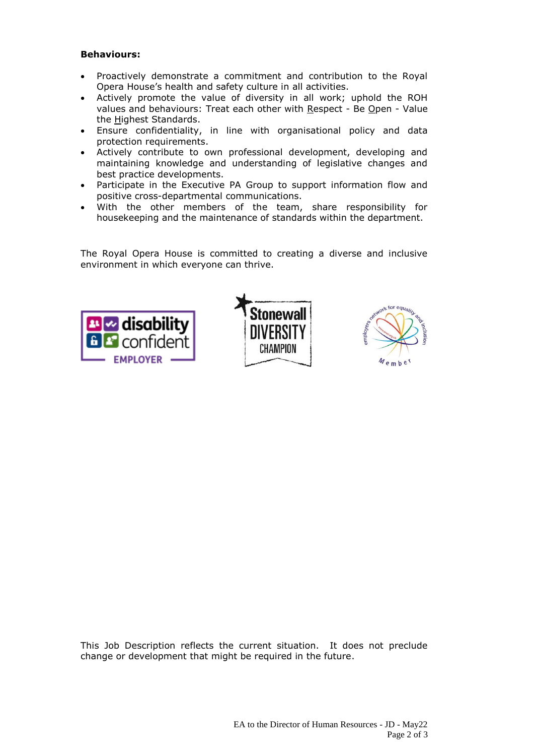**Behaviours:**

- Proactively demonstrate a commitment and contribution to the Royal Opera House's health and safety culture in all activities.
- Actively promote the value of diversity in all work; uphold the ROH values and behaviours: Treat each other with Respect - Be Open - Value the Highest Standards.
- Ensure confidentiality, in line with organisational policy and data protection requirements.
- Actively contribute to own professional development, developing and maintaining knowledge and understanding of legislative changes and best practice developments.
- Participate in the Executive PA Group to support information flow and positive cross-departmental communications.
- With the other members of the team, share responsibility for housekeeping and the maintenance of standards within the department.

The Royal Opera House is committed to creating a diverse and inclusive environment in which everyone can thrive.

This Job Description reflects the current situation. It does not preclude change or development that might be required in the future.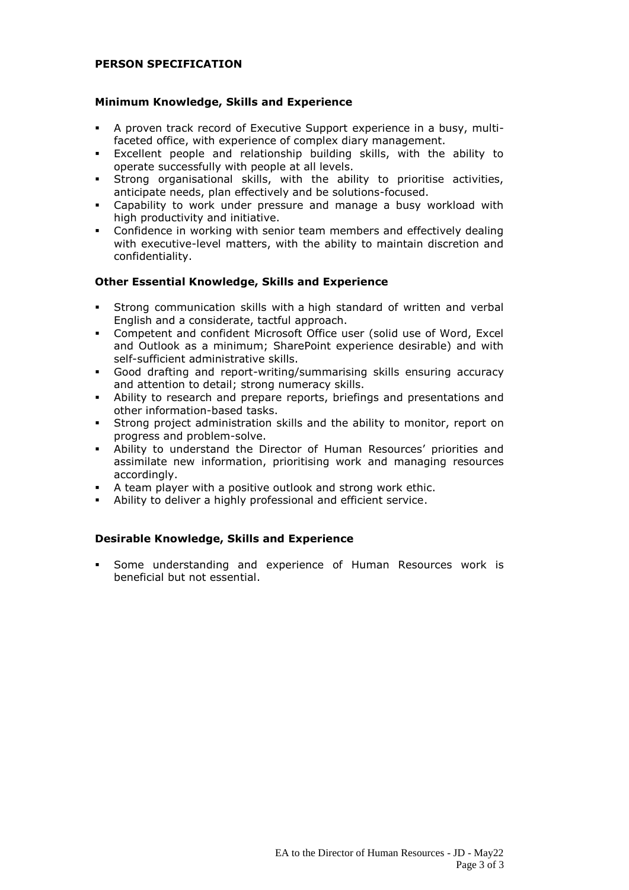**PERSON SPECIFICATION**

**Minimum Knowledge, Skills and Experience**

- A proven track record of Executive Support experience in a busy, multi-faceted office, with experience of complex diary management.
- Excellent people and relationship building skills, with the ability to operate successfully with people at all levels.
- Strong organisational skills, with the ability to prioritise activities, anticipate needs, plan effectively and be solutions-focused.
- Capability to work under pressure and manage a busy workload with high productivity and initiative.
- Confidence in working with senior team members and effectively dealing with executive-level matters, with the ability to maintain discretion and confidentiality.

**Other Essential Knowledge, Skills and Experience**

- Strong communication skills with a high standard of written and verbal English and a considerate, tactful approach.
- Competent and confident Microsoft Office user (solid use of Word, Excel and Outlook as a minimum; SharePoint experience desirable) and with self-sufficient administrative skills.
- Good drafting and report-writing/summarising skills ensuring accuracy and attention to detail; strong numeracy skills.
- Ability to research and prepare reports, briefings and presentations and other information-based tasks.
- Strong project administration skills and the ability to monitor, report on progress and problem-solve.
- Ability to understand the Director of Human Resources' priorities and assimilate new information, prioritising work and managing resources accordingly.
- A team player with a positive outlook and strong work ethic.
- Ability to deliver a highly professional and efficient service.

**Desirable Knowledge, Skills and Experience**

- Some understanding and experience of Human Resources work is beneficial but not essential.